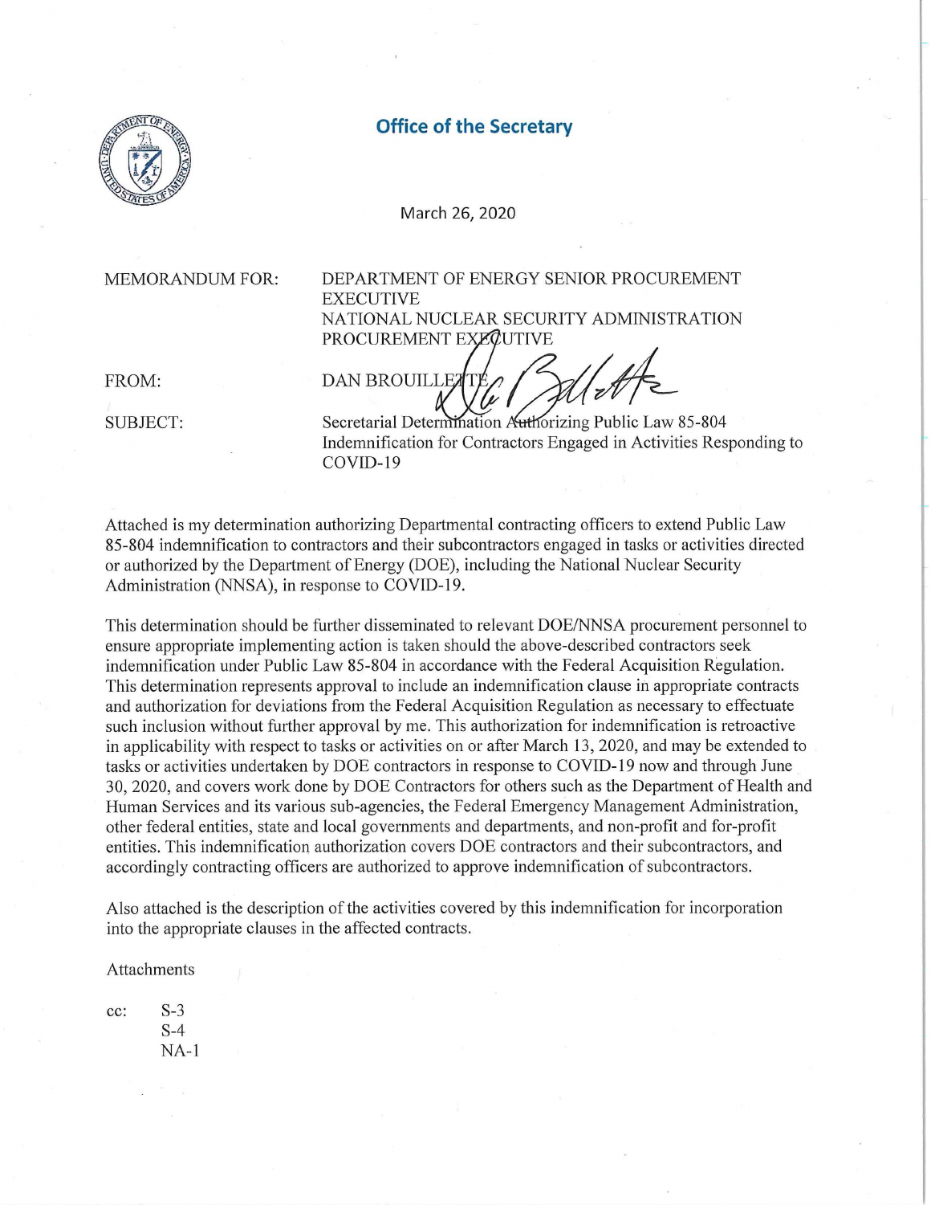## Office of the Secretary

March 26, 2020

MEMORANDUM FOR: DEPARTMENT OF ENERGY SENIOR PROCUREMENT EXECUTIVE
NATIONAL NUCLEAR SECURITY ADMINISTRATION PROCUREMENT EXECUTIVE

FROM: DAN BROUILLETTE

SUBJECT: Secretarial Determination Authorizing Public Law 85-804 Indemnification for Contractors Engaged in Activities Responding to COVID-19

Attached is my determination authorizing Departmental contracting officers to extend Public Law 85-804 indemnification to contractors and their subcontractors engaged in tasks or activities directed or authorized by the Department of Energy (DOE), including the National Nuclear Security Administration (NNSA), in response to COVID-19.

This determination should be further disseminated to relevant DOE/NNSA procurement personnel to ensure appropriate implementing action is taken should the above-described contractors seek indemnification under Public Law 85-804 in accordance with the Federal Acquisition Regulation. This determination represents approval to include an indemnification clause in appropriate contracts and authorization for deviations from the Federal Acquisition Regulation as necessary to effectuate such inclusion without further approval by me. This authorization for indemnification is retroactive in applicability with respect to tasks or activities on or after March 13, 2020, and may be extended to tasks or activities undertaken by DOE contractors in response to COVID-19 now and through June 30, 2020, and covers work done by DOE Contractors for others such as the Department of Health and Human Services and its various sub-agencies, the Federal Emergency Management Administration, other federal entities, state and local governments and departments, and non-profit and for-profit entities. This indemnification authorization covers DOE contractors and their subcontractors, and accordingly contracting officers are authorized to approve indemnification of subcontractors.

Also attached is the description of the activities covered by this indemnification for incorporation into the appropriate clauses in the affected contracts.

Attachments

cc: S-3
S-4
NA-1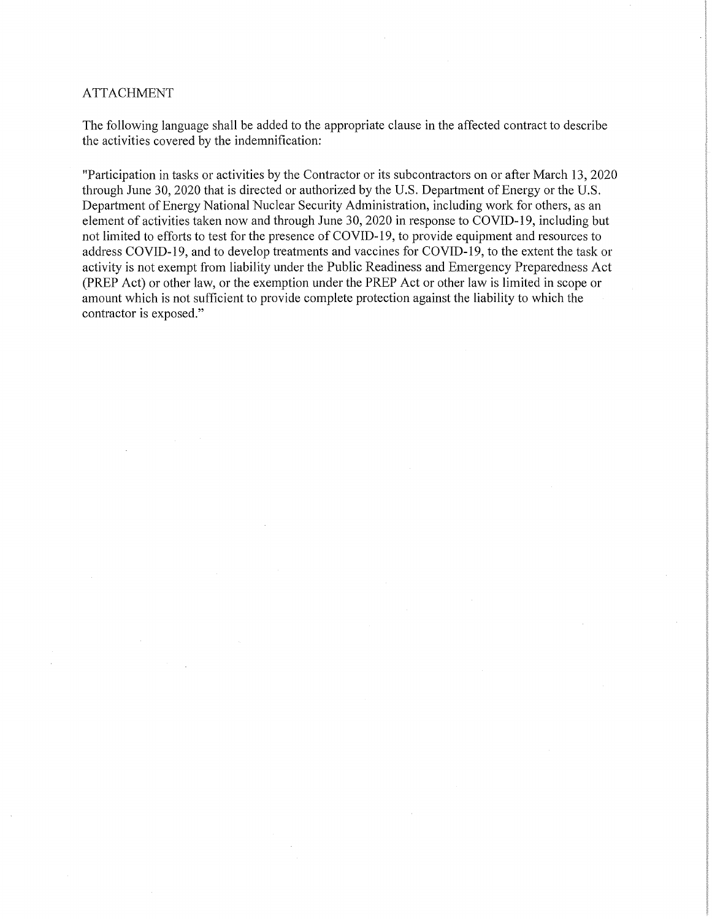ATTACHMENT

The following language shall be added to the appropriate clause in the affected contract to describe the activities covered by the indemnification:

"Participation in tasks or activities by the Contractor or its subcontractors on or after March 13, 2020 through June 30, 2020 that is directed or authorized by the U.S. Department of Energy or the U.S. Department of Energy National Nuclear Security Administration, including work for others, as an element of activities taken now and through June 30, 2020 in response to COVID-19, including but not limited to efforts to test for the presence of COVID-19, to provide equipment and resources to address COVID-19, and to develop treatments and vaccines for COVID-19, to the extent the task or activity is not exempt from liability under the Public Readiness and Emergency Preparedness Act (PREP Act) or other law, or the exemption under the PREP Act or other law is limited in scope or amount which is not sufficient to provide complete protection against the liability to which the contractor is exposed."